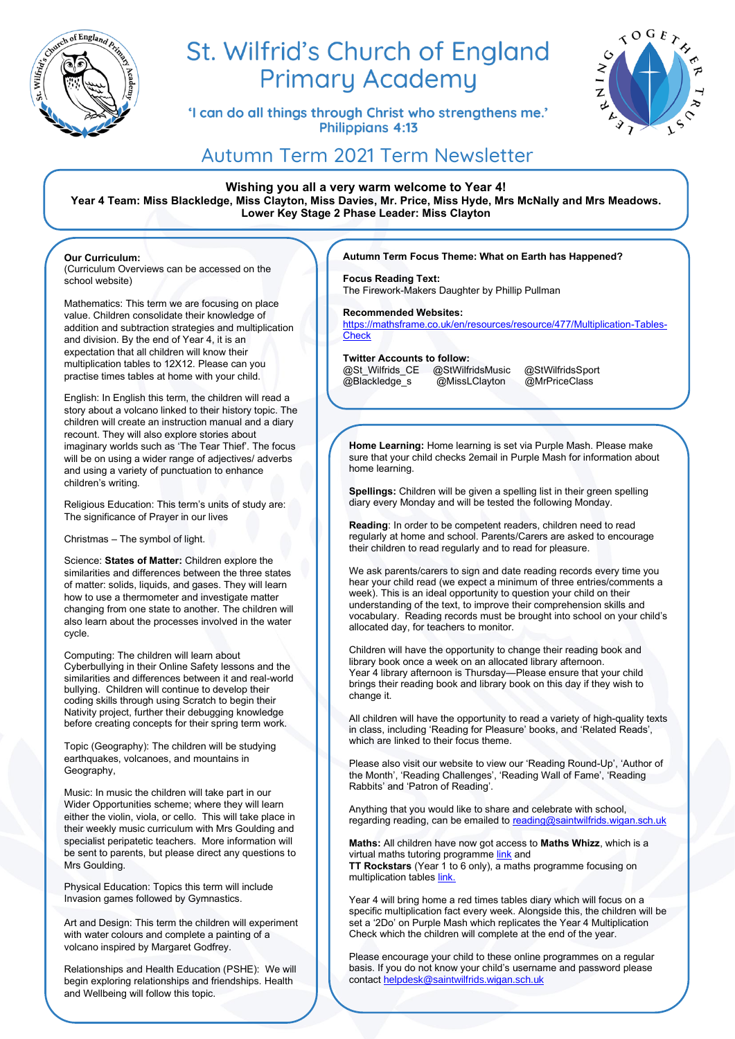# St. Wilfrid's Church of England Primary Academy

'I can do all things through Christ who strengthens me.'
Philippians 4:13

## Autumn Term 2021 Term Newsletter

**Wishing you all a very warm welcome to Year 4!**
**Year 4 Team: Miss Blackledge, Miss Clayton, Miss Davies, Mr. Price, Miss Hyde, Mrs McNally and Mrs Meadows.**
**Lower Key Stage 2 Phase Leader: Miss Clayton**

**Our Curriculum:**
(Curriculum Overviews can be accessed on the school website)

Mathematics: This term we are focusing on place value. Children consolidate their knowledge of addition and subtraction strategies and multiplication and division. By the end of Year 4, it is an expectation that all children will know their multiplication tables to 12X12. Please can you practise times tables at home with your child.

English: In English this term, the children will read a story about a volcano linked to their history topic. The children will create an instruction manual and a diary recount. They will also explore stories about imaginary worlds such as 'The Tear Thief'. The focus will be on using a wider range of adjectives/ adverbs and using a variety of punctuation to enhance children's writing.

Religious Education: This term's units of study are: The significance of Prayer in our lives

Christmas – The symbol of light.

Science: **States of Matter:** Children explore the similarities and differences between the three states of matter: solids, liquids, and gases. They will learn how to use a thermometer and investigate matter changing from one state to another. The children will also learn about the processes involved in the water cycle.

Computing: The children will learn about Cyberbullying in their Online Safety lessons and the similarities and differences between it and real-world bullying. Children will continue to develop their coding skills through using Scratch to begin their Nativity project, further their debugging knowledge before creating concepts for their spring term work.

Topic (Geography): The children will be studying earthquakes, volcanoes, and mountains in Geography,

Music: In music the children will take part in our Wider Opportunities scheme; where they will learn either the violin, viola, or cello. This will take place in their weekly music curriculum with Mrs Goulding and specialist peripatetic teachers. More information will be sent to parents, but please direct any questions to Mrs Goulding.

Physical Education: Topics this term will include Invasion games followed by Gymnastics.

Art and Design: This term the children will experiment with water colours and complete a painting of a volcano inspired by Margaret Godfrey.

Relationships and Health Education (PSHE): We will begin exploring relationships and friendships. Health and Wellbeing will follow this topic.

**Autumn Term Focus Theme: What on Earth has Happened?**

**Focus Reading Text:**
The Firework-Makers Daughter by Phillip Pullman

**Recommended Websites:**
https://mathsframe.co.uk/en/resources/resource/477/Multiplication-Tables-Check

**Twitter Accounts to follow:**
@St_Wilfrids_CE @StWilfridsMusic @StWilfridsSport
@Blackledge_s @MissLClayton @MrPriceClass

**Home Learning:** Home learning is set via Purple Mash. Please make sure that your child checks 2email in Purple Mash for information about home learning.

**Spellings:** Children will be given a spelling list in their green spelling diary every Monday and will be tested the following Monday.

**Reading**: In order to be competent readers, children need to read regularly at home and school. Parents/Carers are asked to encourage their children to read regularly and to read for pleasure.

We ask parents/carers to sign and date reading records every time you hear your child read (we expect a minimum of three entries/comments a week). This is an ideal opportunity to question your child on their understanding of the text, to improve their comprehension skills and vocabulary. Reading records must be brought into school on your child's allocated day, for teachers to monitor.

Children will have the opportunity to change their reading book and library book once a week on an allocated library afternoon.
Year 4 library afternoon is Thursday—Please ensure that your child brings their reading book and library book on this day if they wish to change it.

All children will have the opportunity to read a variety of high-quality texts in class, including 'Reading for Pleasure' books, and 'Related Reads', which are linked to their focus theme.

Please also visit our website to view our 'Reading Round-Up', 'Author of the Month', 'Reading Challenges', 'Reading Wall of Fame', 'Reading Rabbits' and 'Patron of Reading'.

Anything that you would like to share and celebrate with school, regarding reading, can be emailed to reading@saintwilfrids.wigan.sch.uk

**Maths:** All children have now got access to **Maths Whizz**, which is a virtual maths tutoring programme link and
**TT Rockstars** (Year 1 to 6 only), a maths programme focusing on multiplication tables link.

Year 4 will bring home a red times tables diary which will focus on a specific multiplication fact every week. Alongside this, the children will be set a '2Do' on Purple Mash which replicates the Year 4 Multiplication Check which the children will complete at the end of the year.

Please encourage your child to these online programmes on a regular basis. If you do not know your child's username and password please contact helpdesk@saintwilfrids.wigan.sch.uk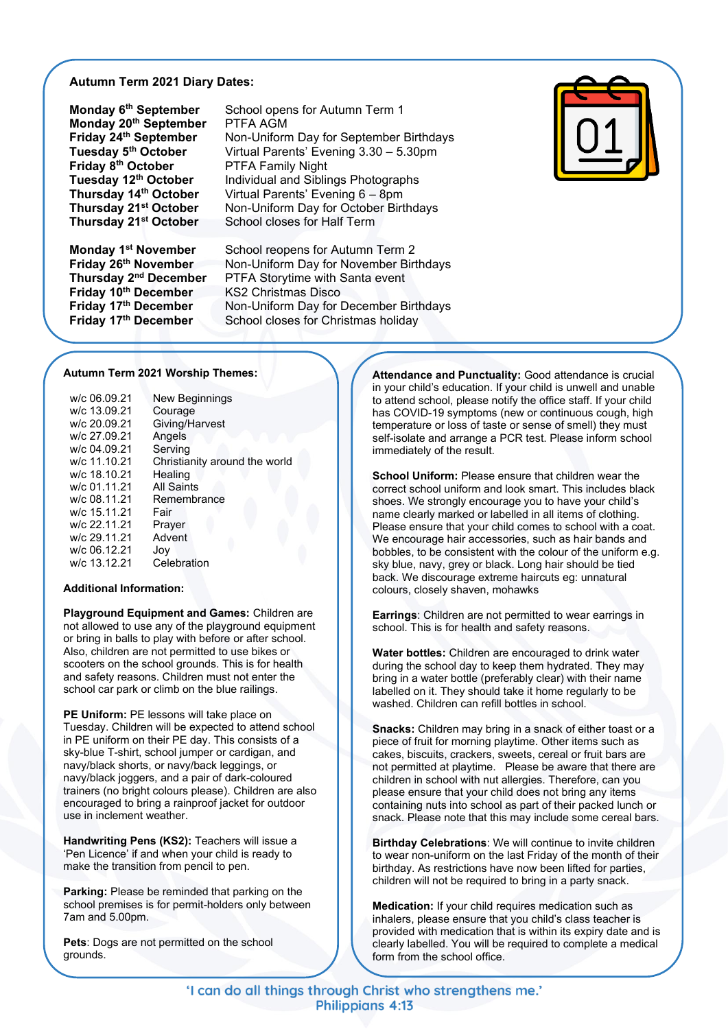## Autumn Term 2021 Diary Dates:

| | |
|---|---|
| **Monday 6th September** | School opens for Autumn Term 1 |
| **Monday 20th September** | PTFA AGM |
| **Friday 24th September** | Non-Uniform Day for September Birthdays |
| **Tuesday 5th October** | Virtual Parents' Evening 3.30 – 5.30pm |
| **Friday 8th October** | PTFA Family Night |
| **Tuesday 12th October** | Individual and Siblings Photographs |
| **Thursday 14th October** | Virtual Parents' Evening 6 – 8pm |
| **Thursday 21st October** | Non-Uniform Day for October Birthdays |
| **Thursday 21st October** | School closes for Half Term |
| **Monday 1st November** | School reopens for Autumn Term 2 |
| **Friday 26th November** | Non-Uniform Day for November Birthdays |
| **Thursday 2nd December** | PTFA Storytime with Santa event |
| **Friday 10th December** | KS2 Christmas Disco |
| **Friday 17th December** | Non-Uniform Day for December Birthdays |
| **Friday 17th December** | School closes for Christmas holiday |

## Autumn Term 2021 Worship Themes:

| | |
|---|---|
| w/c 06.09.21 | New Beginnings |
| w/c 13.09.21 | Courage |
| w/c 20.09.21 | Giving/Harvest |
| w/c 27.09.21 | Angels |
| w/c 04.09.21 | Serving |
| w/c 11.10.21 | Christianity around the world |
| w/c 18.10.21 | Healing |
| w/c 01.11.21 | All Saints |
| w/c 08.11.21 | Remembrance |
| w/c 15.11.21 | Fair |
| w/c 22.11.21 | Prayer |
| w/c 29.11.21 | Advent |
| w/c 06.12.21 | Joy |
| w/c 13.12.21 | Celebration |

## Additional Information:

**Playground Equipment and Games:** Children are not allowed to use any of the playground equipment or bring in balls to play with before or after school. Also, children are not permitted to use bikes or scooters on the school grounds. This is for health and safety reasons. Children must not enter the school car park or climb on the blue railings.

**PE Uniform:** PE lessons will take place on Tuesday. Children will be expected to attend school in PE uniform on their PE day. This consists of a sky-blue T-shirt, school jumper or cardigan, and navy/black shorts, or navy/back leggings, or navy/black joggers, and a pair of dark-coloured trainers (no bright colours please). Children are also encouraged to bring a rainproof jacket for outdoor use in inclement weather.

**Handwriting Pens (KS2):** Teachers will issue a 'Pen Licence' if and when your child is ready to make the transition from pencil to pen.

**Parking:** Please be reminded that parking on the school premises is for permit-holders only between 7am and 5.00pm.

**Pets**: Dogs are not permitted on the school grounds.

**Attendance and Punctuality:** Good attendance is crucial in your child's education. If your child is unwell and unable to attend school, please notify the office staff. If your child has COVID-19 symptoms (new or continuous cough, high temperature or loss of taste or sense of smell) they must self-isolate and arrange a PCR test. Please inform school immediately of the result.

**School Uniform:** Please ensure that children wear the correct school uniform and look smart. This includes black shoes. We strongly encourage you to have your child's name clearly marked or labelled in all items of clothing. Please ensure that your child comes to school with a coat. We encourage hair accessories, such as hair bands and bobbles, to be consistent with the colour of the uniform e.g. sky blue, navy, grey or black. Long hair should be tied back. We discourage extreme haircuts eg: unnatural colours, closely shaven, mohawks

**Earrings**: Children are not permitted to wear earrings in school. This is for health and safety reasons.

**Water bottles:** Children are encouraged to drink water during the school day to keep them hydrated. They may bring in a water bottle (preferably clear) with their name labelled on it. They should take it home regularly to be washed. Children can refill bottles in school.

**Snacks:** Children may bring in a snack of either toast or a piece of fruit for morning playtime. Other items such as cakes, biscuits, crackers, sweets, cereal or fruit bars are not permitted at playtime. Please be aware that there are children in school with nut allergies. Therefore, can you please ensure that your child does not bring any items containing nuts into school as part of their packed lunch or snack. Please note that this may include some cereal bars.

**Birthday Celebrations**: We will continue to invite children to wear non-uniform on the last Friday of the month of their birthday. As restrictions have now been lifted for parties, children will not be required to bring in a party snack.

**Medication:** If your child requires medication such as inhalers, please ensure that you child's class teacher is provided with medication that is within its expiry date and is clearly labelled. You will be required to complete a medical form from the school office.

'I can do all things through Christ who strengthens me.'
Philippians 4:13